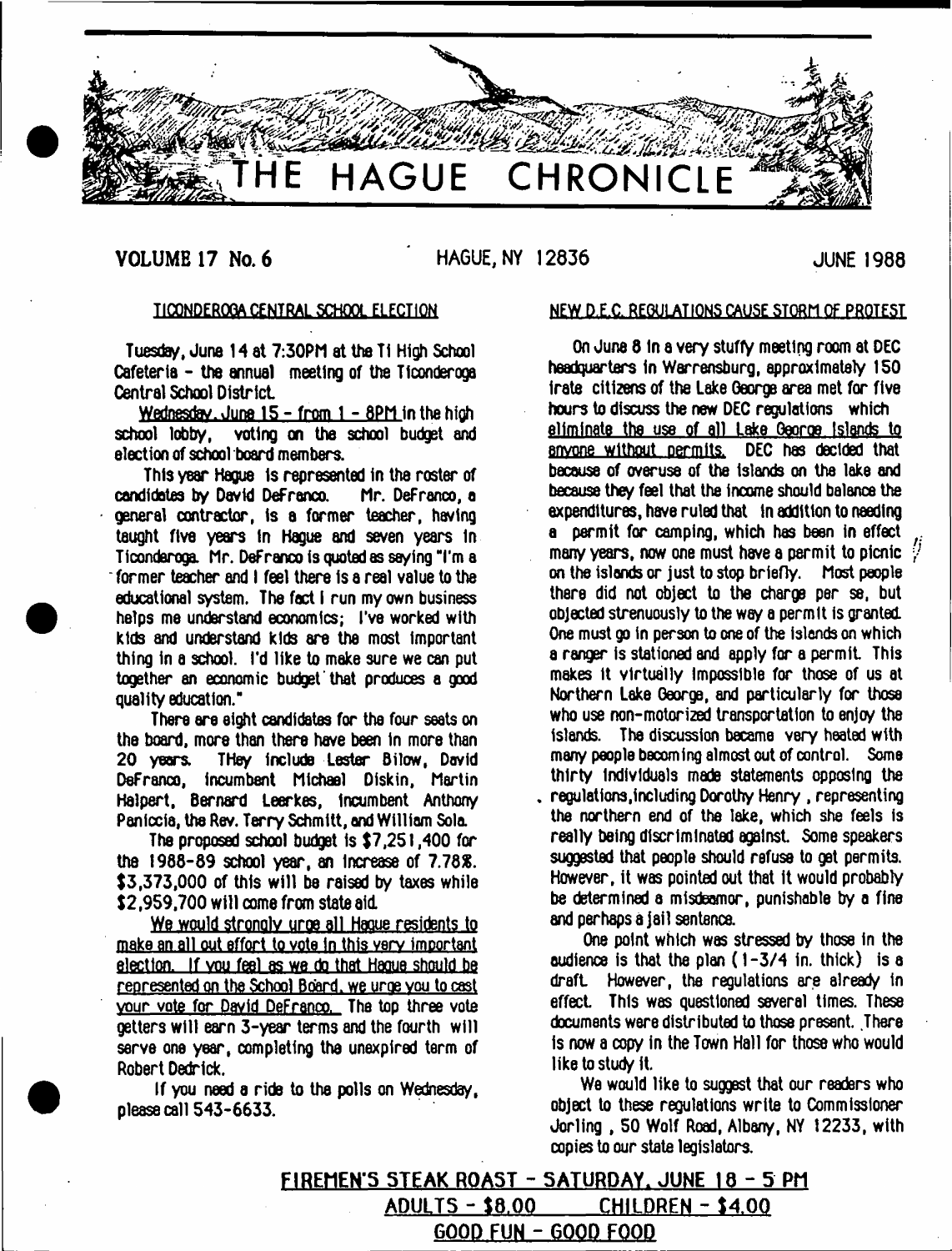# THE HAGUE CHRONICLE

**VOLUME 17 No. 6** HAGUE, NY 12836 **JUNE 1988**

## TICONDEROGA CENTRAL SCHOOL ELECTION

Tuesday, June 14 at 7:30PM at the Ti High School Cafeteria - the annual meeting of the Ticonderoga Central School District.

Wednesday, June 15 - from 1 - 8PM in the high school lobby, voting on the school budget and election of school board members.

This year Hague is represented in the roster of candidates by David DeFranco. Mr. DeFranco, a general contractor, is a former teacher, having taught five years in Hague and seven years in Ticonderoga. Mr. DeFranco is quoted as saying "I'm a former teacher and I feel there is a real value to the educational system. The fact I run my own business helps me understand economics; I've worked with kids and understand kids are the most important thing in a school. I'd like to make sure we can put together an economic budget that produces a good quality education."

There are eight candidates for the four seats on the board, more than there have been in more than 20 years. THey include Lester Bilow, David DeFranco, incumbent Michael Diskin, Martin Halpert, Bernard Leerkes, incumbent Anthony Paniccia, the Rev. Terry Schmitt, and William Sola.

The proposed school budget is $7,251,400 for the 1988-89 school year, an increase of 7.78%. $3,373,000 of this will be raised by taxes while $2,959,700 will come from state aid.

We would strongly urge all Hague residents to make an all out effort to vote in this very important election. If you feel as we do that Hague should be represented on the School Board, we urge you to cast your vote for David DeFranco. The top three vote getters will earn 3-year terms and the fourth will serve one year, completing the unexpired term of Robert Dedrick.

If you need a ride to the polls on Wednesday, please call 543-6633.

## NEW D.E.C. REGULATIONS CAUSE STORM OF PROTEST

On June 8 in a very stuffy meeting room at DEC headquarters in Warrensburg, approximately 150 irate citizens of the Lake George area met for five hours to discuss the new DEC regulations which eliminate the use of all Lake George Islands to anyone without permits. DEC has decided that because of overuse of the islands on the lake and because they feel that the income should balance the expenditures, have ruled that in addition to needing a permit for camping, which has been in effect many years, now one must have a permit to picnic on the islands or just to stop briefly. Most people there did not object to the charge per se, but objected strenuously to the way a permit is granted. One must go in person to one of the islands on which a ranger is stationed and apply for a permit. This makes it virtually impossible for those of us at Northern Lake George, and particularly for those who use non-motorized transportation to enjoy the islands. The discussion became very heated with many people becoming almost out of control. Some thirty individuals made statements opposing the regulations, including Dorothy Henry, representing the northern end of the lake, which she feels is really being discriminated against. Some speakers suggested that people should refuse to get permits. However, it was pointed out that it would probably be determined a misdeamor, punishable by a fine and perhaps a jail sentence.

One point which was stressed by those in the audience is that the plan (1-3/4 in. thick) is a draft. However, the regulations are already in effect. This was questioned several times. These documents were distributed to those present. There is now a copy in the Town Hall for those who would like to study it.

We would like to suggest that our readers who object to these regulations write to Commissioner Jorling, 50 Wolf Road, Albany, NY 12233, with copies to our state legislators.

**FIREMEN'S STEAK ROAST - SATURDAY, JUNE 18 - 5 PM**
**ADULTS - $8.00 CHILDREN - $4.00**
**GOOD FUN - GOOD FOOD**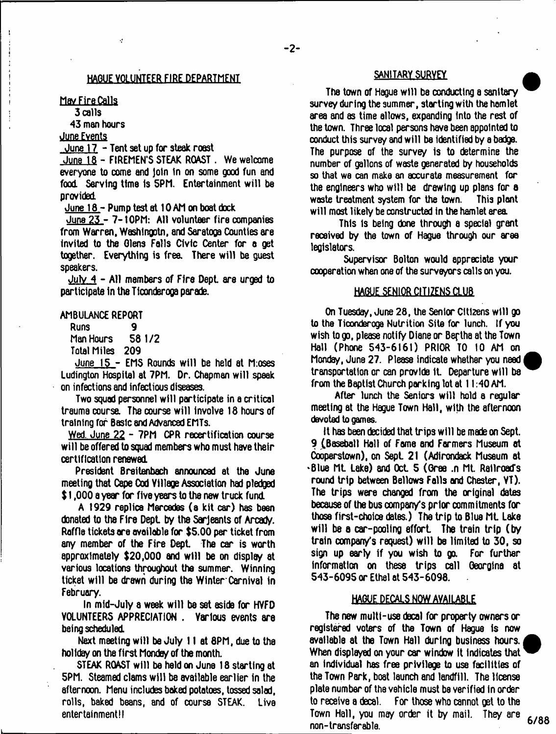## HAGUE VOLUNTEER FIRE DEPARTMENT

May Fire Calls

3 calls

43 man hours

June Events

June 17 - Tent set up for steak roast

June 18 - FIREMEN'S STEAK ROAST. We welcome everyone to come and join in on some good fun and food. Serving time is 5PM. Entertainment will be provided.

June 18 - Pump test at 10 AM on boat dock

June 23 - 7-10PM: All volunteer fire companies from Warren, Washingotn, and Saratoga Counties are invited to the Glens Falls Civic Center for a get together. Everything is free. There will be guest speakers.

July 4 - All members of Fire Dept. are urged to participate in the Ticonderoga parade.

AMBULANCE REPORT

| | |
|---|---|
| Runs | 9 |
| Man Hours | 58 1/2 |
| Total Miles | 209 |

June 15 - EMS Rounds will be held at Moses Ludington Hospital at 7PM. Dr. Chapman will speak on infections and infectious diseases.

Two squad personnel will participate in a critical trauma course. The course will involve 18 hours of training for Basic and Advanced EMTs.

Wed. June 22 - 7PM CPR recertification course will be offered to squad members who must have their certification renewed.

President Breitenbach announced at the June meeting that Cape Cod Village Association had pledged $1,000 a year for five years to the new truck fund.

A 1929 replica Mercedes (a kit car) has been donated to the Fire Dept. by the Sarjeants of Arcady. Raffle tickets are available for $5.00 per ticket from any member of the Fire Dept. The car is worth approximately $20,000 and will be on display at various locations throughout the summer. Winning ticket will be drawn during the Winter Carnival in February.

In mid-July a week will be set aside for HVFD VOLUNTEERS APPRECIATION. Various events are being scheduled.

Next meeting will be July 11 at 8PM, due to the holiday on the first Monday of the month.

STEAK ROAST will be held on June 18 starting at 5PM. Steamed clams will be available earlier in the afternoon. Menu includes baked potatoes, tossed salad, rolls, baked beans, and of course STEAK. Live entertainment!!

## SANITARY SURVEY

The town of Hague will be conducting a sanitary survey during the summer, starting with the hamlet area and as time allows, expanding into the rest of the town. Three local persons have been appointed to conduct this survey and will be identified by a badge. The purpose of the survey is to determine the number of gallons of waste generated by households so that we can make an accurate measurement for the engineers who will be drawing up plans for a waste treatment system for the town. This plant will most likely be constructed in the hamlet area.

This is being done through a special grant received by the town of Hague through our area legislators.

Supervisor Bolton would appreciate your cooperation when one of the surveyors calls on you.

## HAGUE SENIOR CITIZENS CLUB

On Tuesday, June 28, the Senior Citizens will go to the Ticonderoga Nutrition Site for lunch. If you wish to go, please notify Diane or Bertha at the Town Hall (Phone 543-6161) PRIOR TO 10 AM on Monday, June 27. Please indicate whether you need transportation or can provide it. Departure will be from the Baptist Church parking lot at 11:40 AM.

After lunch the Seniors will hold a regular meeting at the Hague Town Hall, with the afternoon devoted to games.

It has been decided that trips will be made on Sept. 9 (Baseball Hall of Fame and Farmers Museum at Cooperstown), on Sept. 21 (Adirondack Museum at Blue Mt. Lake) and Oct. 5 (Gree .n Mt. Railroad's round trip between Bellows Falls and Chester, VT). The trips were changed from the original dates because of the bus company's prior commitments for those first-choice dates.) The trip to Blue Mt. Lake will be a car-pooling effort. The train trip (by train company's request) will be limited to 30, so sign up early if you wish to go. For further information on these trips call Georgina at 543-6095 or Ethel at 543-6098.

## HAGUE DECALS NOW AVAILABLE

The new multi-use decal for property owners or registered voters of the Town of Hague is now available at the Town Hall during business hours. When displayed on your car window it indicates that an individual has free privilege to use facilities of the Town Park, boat launch and landfill. The license plate number of the vehicle must be verified in order to receive a decal. For those who cannot get to the Town Hall, you may order it by mail. They are non-transferable.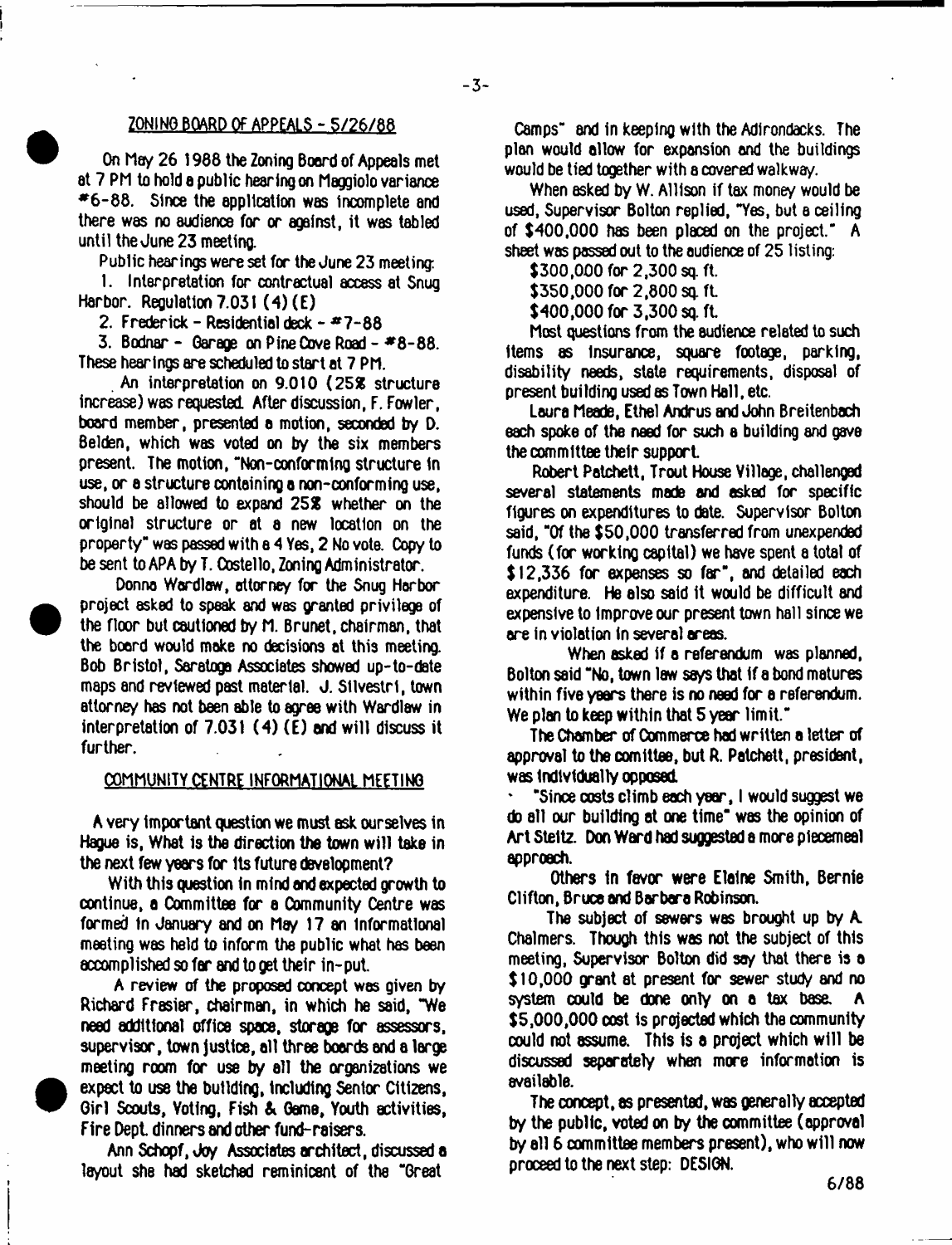## ZONING BOARD OF APPEALS - 5/26/88

On May 26 1988 the Zoning Board of Appeals met at 7 PM to hold a public hearing on Maggiolo variance #6-88. Since the application was incomplete and there was no audience for or against, it was tabled until the June 23 meeting.

Public hearings were set for the June 23 meeting:

1. Interpretation for contractual access at Snug Harbor. Regulation 7.031 (4) (E)
2. Frederick - Residential deck - #7-88
3. Bodnar - Garage on Pine Cove Road - #8-88.

These hearings are scheduled to start at 7 PM.

An interpretation on 9.010 (25% structure increase) was requested. After discussion, F. Fowler, board member, presented a motion, seconded by D. Belden, which was voted on by the six members present. The motion, "Non-conforming structure in use, or a structure containing a non-conforming use, should be allowed to expand 25% whether on the original structure or at a new location on the property" was passed with a 4 Yes, 2 No vote. Copy to be sent to APA by T. Costello, Zoning Administrator.

Donna Wardlaw, attorney for the Snug Harbor project asked to speak and was granted privilege of the floor but cautioned by M. Brunet, chairman, that the board would make no decisions at this meeting. Bob Bristol, Saratoga Associates showed up-to-date maps and reviewed past material. J. Silvestri, town attorney has not been able to agree with Wardlaw in interpretation of 7.031 (4) (E) and will discuss it further.

## COMMUNITY CENTRE INFORMATIONAL MEETING

A very important question we must ask ourselves in Hague is, What is the direction the town will take in the next few years for its future development?

With this question in mind and expected growth to continue, a Committee for a Community Centre was formed in January and on May 17 an informational meeting was held to inform the public what has been accomplished so far and to get their in-put.

A review of the proposed concept was given by Richard Frasier, chairman, in which he said, "We need additional office space, storage for assessors, supervisor, town justice, all three boards and a large meeting room for use by all the organizations we expect to use the building, including Senior Citizens, Girl Scouts, Voting, Fish & Game, Youth activities, Fire Dept. dinners and other fund-raisers.

Ann Schopf, Joy Associates architect, discussed a layout she had sketched reminicent of the "Great Camps" and in keeping with the Adirondacks. The plan would allow for expansion and the buildings would be tied together with a covered walkway.

When asked by W. Allison if tax money would be used, Supervisor Bolton replied, "Yes, but a ceiling of $400,000 has been placed on the project." A sheet was passed out to the audience of 25 listing:

$300,000 for 2,300 sq. ft.
$350,000 for 2,800 sq. ft.
$400,000 for 3,300 sq. ft.

Most questions from the audience related to such items as insurance, square footage, parking, disability needs, state requirements, disposal of present building used as Town Hall, etc.

Laura Meade, Ethel Andrus and John Breitenbach each spoke of the need for such a building and gave the committee their support.

Robert Patchett, Trout House Village, challenged several statements made and asked for specific figures on expenditures to date. Supervisor Bolton said, "Of the $50,000 transferred from unexpended funds (for working capital) we have spent a total of $12,336 for expenses so far", and detailed each expenditure. He also said it would be difficult and expensive to improve our present town hall since we are in violation in several areas.

When asked if a referendum was planned, Bolton said "No, town law says that if a bond matures within five years there is no need for a referendum. We plan to keep within that 5 year limit."

The Chamber of Commerce had written a letter of approval to the comittee, but R. Patchett, president, was individually opposed.

"Since costs climb each year, I would suggest we do all our building at one time" was the opinion of Art Steitz. Don Ward had suggested a more piecemeal approach.

Others in favor were Elaine Smith, Bernie Clifton, Bruce and Barbara Robinson.

The subject of sewers was brought up by A. Chalmers. Though this was not the subject of this meeting, Supervisor Bolton did say that there is a $10,000 grant at present for sewer study and no system could be done only on a tax base. A $5,000,000 cost is projected which the community could not assume. This is a project which will be discussed separately when more information is available.

The concept, as presented, was generally accepted by the public, voted on by the committee (approval by all 6 committee members present), who will now proceed to the next step: DESIGN.

6/88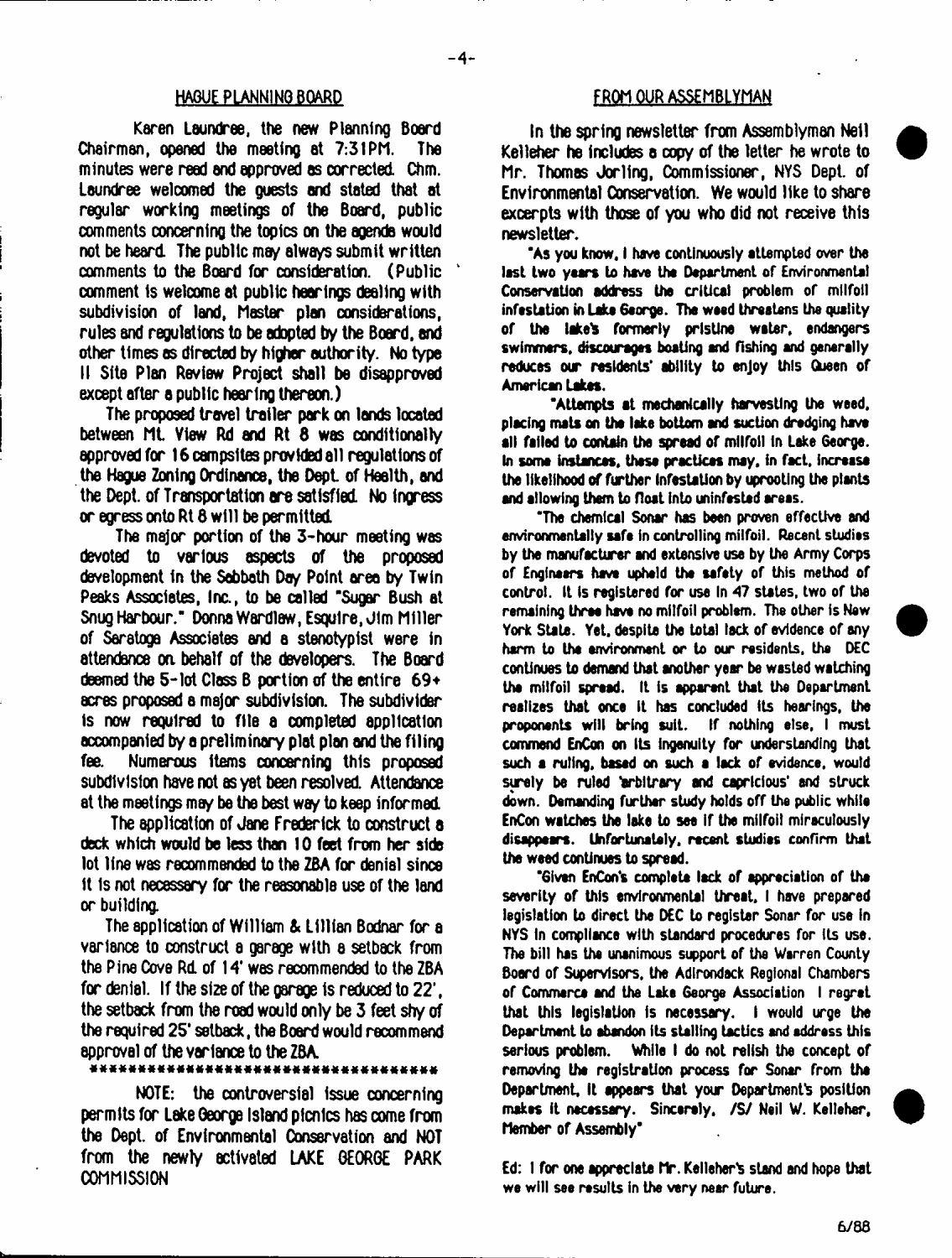## HAGUE PLANNING BOARD

Karen Laundree, the new Planning Board Chairman, opened the meeting at 7:31PM. The minutes were read and approved as corrected. Chm. Laundree welcomed the guests and stated that at regular working meetings of the Board, public comments concerning the topics on the agenda would not be heard. The public may always submit written comments to the Board for consideration. (Public comment is welcome at public hearings dealing with subdivision of land, Master plan considerations, rules and regulations to be adopted by the Board, and other times as directed by higher authority. No type II Site Plan Review Project shall be disapproved except after a public hearing thereon.)

The proposed travel trailer park on lands located between Mt. View Rd and Rt 8 was conditionally approved for 16 campsites provided all regulations of the Hague Zoning Ordinance, the Dept. of Health, and the Dept. of Transportation are satisfied. No ingress or egress onto Rt 8 will be permitted.

The major portion of the 3-hour meeting was devoted to various aspects of the proposed development in the Sabbath Day Point area by Twin Peaks Associates, Inc., to be called "Sugar Bush at Snug Harbour." Donna Wardlaw, Esquire, Jim Miller of Saratoga Associates and a stenotypist were in attendance on behalf of the developers. The Board deemed the 5-lot Class B portion of the entire 69+ acres proposed a major subdivision. The subdivider is now required to file a completed application accompanied by a preliminary plat plan and the filing fee. Numerous items concerning this proposed subdivision have not as yet been resolved. Attendance at the meetings may be the best way to keep informed.

The application of Jane Frederick to construct a deck which would be less than 10 feet from her side lot line was recommended to the ZBA for denial since it is not necessary for the reasonable use of the land or building.

The application of William & Lillian Bodnar for a variance to construct a garage with a setback from the Pine Cove Rd. of 14' was recommended to the ZBA for denial. If the size of the garage is reduced to 22', the setback from the road would only be 3 feet shy of the required 25' setback, the Board would recommend approval of the variance to the ZBA.

\*\*\*\*\*\*\*\*\*\*\*\*\*\*\*\*\*\*\*\*\*\*\*\*\*\*\*\*\*\*\*\*\*\*\*\*

NOTE: the controversial issue concerning permits for Lake George Island picnics has come from the Dept. of Environmental Conservation and NOT from the newly activated LAKE GEORGE PARK COMMISSION

## FROM OUR ASSEMBLYMAN

In the spring newsletter from Assemblyman Neil Kelleher he includes a copy of the letter he wrote to Mr. Thomas Jorling, Commissioner, NYS Dept. of Environmental Conservation. We would like to share excerpts with those of you who did not receive this newsletter.

"As you know, I have continuously attempted over the last two years to have the Department of Environmental Conservation address the critical problem of milfoil infestation in Lake George. The weed threatens the quality of the lake's formerly pristine water, endangers swimmers, discourages boating and fishing and generally reduces our residents' ability to enjoy this Queen of American Lakes.

"Attempts at mechanically harvesting the weed, placing mats on the lake bottom and suction dredging have all failed to contain the spread of milfoil in Lake George. In some instances, these practices may, in fact, increase the likelihood of further infestation by uprooting the plants and allowing them to float into uninfested areas.

"The chemical Sonar has been proven effective and environmentally safe in controlling milfoil. Recent studies by the manufacturer and extensive use by the Army Corps of Engineers have upheld the safety of this method of control. It is registered for use in 47 states, two of the remaining three have no milfoil problem. The other is New York State. Yet, despite the total lack of evidence of any harm to the environment or to our residents, the DEC continues to demand that another year be wasted watching the milfoil spread. It is apparent that the Department realizes that once it has concluded its hearings, the proponents will bring suit. If nothing else, I must commend EnCon on its ingenuity for understanding that such a ruling, based on such a lack of evidence, would surely be ruled 'arbitrary and capricious' and struck down. Demanding further study holds off the public while EnCon watches the lake to see if the milfoil miraculously disappears. Unfortunately, recent studies confirm that the weed continues to spread.

"Given EnCon's complete lack of appreciation of the severity of this environmental threat, I have prepared legislation to direct the DEC to register Sonar for use in NYS in compliance with standard procedures for its use. The bill has the unanimous support of the Warren County Board of Supervisors, the Adirondack Regional Chambers of Commerce and the Lake George Association. I regret that this legislation is necessary. I would urge the Department to abandon its stalling tactics and address this serious problem. While I do not relish the concept of removing the registration process for Sonar from the Department, it appears that your Department's position makes it necessary. Sincerely, /S/ Neil W. Kelleher, Member of Assembly"

Ed: I for one appreciate Mr. Kelleher's stand and hope that we will see results in the very near future.

6/88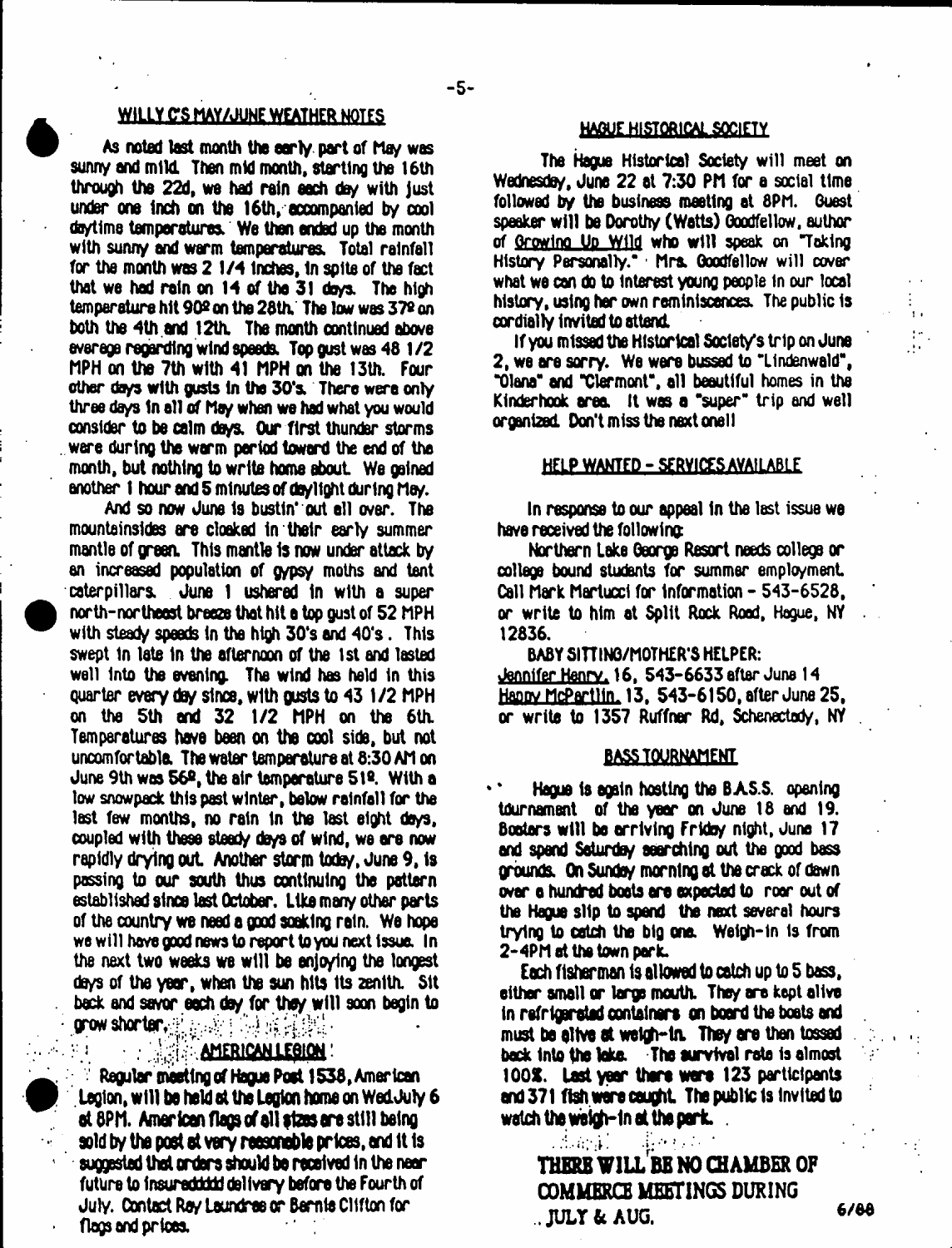## WILLY C'S MAY/JUNE WEATHER NOTES

As noted last month the early part of May was sunny and mild. Then mid month, starting the 16th through the 22d, we had rain each day with just under one inch on the 16th, accompanied by cool daytime temperatures. We then ended up the month with sunny and warm temperatures. Total rainfall for the month was 2 1/4 inches, in spite of the fact that we had rain on 14 of the 31 days. The high temperature hit 90º on the 28th. The low was 37º on both the 4th and 12th. The month continued above average regarding wind speeds. Top gust was 48 1/2 MPH on the 7th with 41 MPH on the 13th. Four other days with gusts in the 30's. There were only three days in all of May when we had what you would consider to be calm days. Our first thunder storms were during the warm period toward the end of the month, but nothing to write home about. We gained another 1 hour and 5 minutes of daylight during May.

And so now June is bustin' out all over. The mountainsides are cloaked in their early summer mantle of green. This mantle is now under attack by an increased population of gypsy moths and tent caterpillars. June 1 ushered in with a super north-northeast breeze that hit a top gust of 52 MPH with steady speeds in the high 30's and 40's. This swept in late in the afternoon of the 1st and lasted well into the evening. The wind has held in this quarter every day since, with gusts to 43 1/2 MPH on the 5th and 32 1/2 MPH on the 6th. Temperatures have been on the cool side, but not uncomfortable. The water temperature at 8:30 AM on June 9th was 56º, the air temperature 51º. With a low snowpack this past winter, below rainfall for the last few months, no rain in the last eight days, coupled with these steady days of wind, we are now rapidly drying out. Another storm today, June 9, is passing to our south thus continuing the pattern established since last October. Like many other parts of the country we need a good soaking rain. We hope we will have good news to report to you next issue. In the next two weeks we will be enjoying the longest days of the year, when the sun hits its zenith. Sit back and savor each day for they will soon begin to grow shorter.

## AMERICAN LEGION

Regular meeting of Hague Post 1538, American Legion, will be held at the Legion home on Wed.July 6 at 8PM. American flags of all sizes are still being sold by the post at very reasonable prices, and it is suggested that orders should be received in the near future to insuredddd delivery before the Fourth of July. Contact Ray Laundree or Bernie Clifton for flags and prices.

## HAGUE HISTORICAL SOCIETY

The Hague Historical Society will meet on Wednesday, June 22 at 7:30 PM for a social time followed by the business meeting at 8PM. Guest speaker will be Dorothy (Watts) Goodfellow, author of Growing Up Wild who will speak on "Taking History Personally." Mrs. Goodfellow will cover what we can do to interest young people in our local history, using her own reminiscences. The public is cordially invited to attend.

If you missed the Historical Society's trip on June 2, we are sorry. We were bussed to "Lindenwald", "Olana" and "Clermont", all beautiful homes in the Kinderhook area. It was a "super" trip and well organized. Don't miss the next one!!

## HELP WANTED - SERVICES AVAILABLE

In response to our appeal in the last issue we have received the following:

Northern Lake George Resort needs college or college bound students for summer employment. Call Mark Martucci for information - 543-6528, or write to him at Split Rock Road, Hague, NY 12836.

BABY SITTING/MOTHER'S HELPER:
Jennifer Henry, 16, 543-6633 after June 14
Happy McPartlin, 13, 543-6150, after June 25, or write to 1357 Ruffner Rd, Schenectady, NY

## BASS TOURNAMENT

Hague is again hosting the B.A.S.S. opening tournament of the year on June 18 and 19. Boaters will be arriving Friday night, June 17 and spend Saturday searching out the good bass grounds. On Sunday morning at the crack of dawn over a hundred boats are expected to roar out of the Hague slip to spend the next several hours trying to catch the big one. Weigh-in is from 2-4PM at the town park.

Each fisherman is allowed to catch up to 5 bass, either small or large mouth. They are kept alive in refrigerated containers on board the boats and must be alive at weigh-in. They are then tossed back into the lake. The survival rate is almost 100%. Last year there were 123 participants and 371 fish were caught. The public is invited to watch the weigh-in at the park.

**THERE WILL BE NO CHAMBER OF COMMERCE MEETINGS DURING JULY & AUG.**

6/88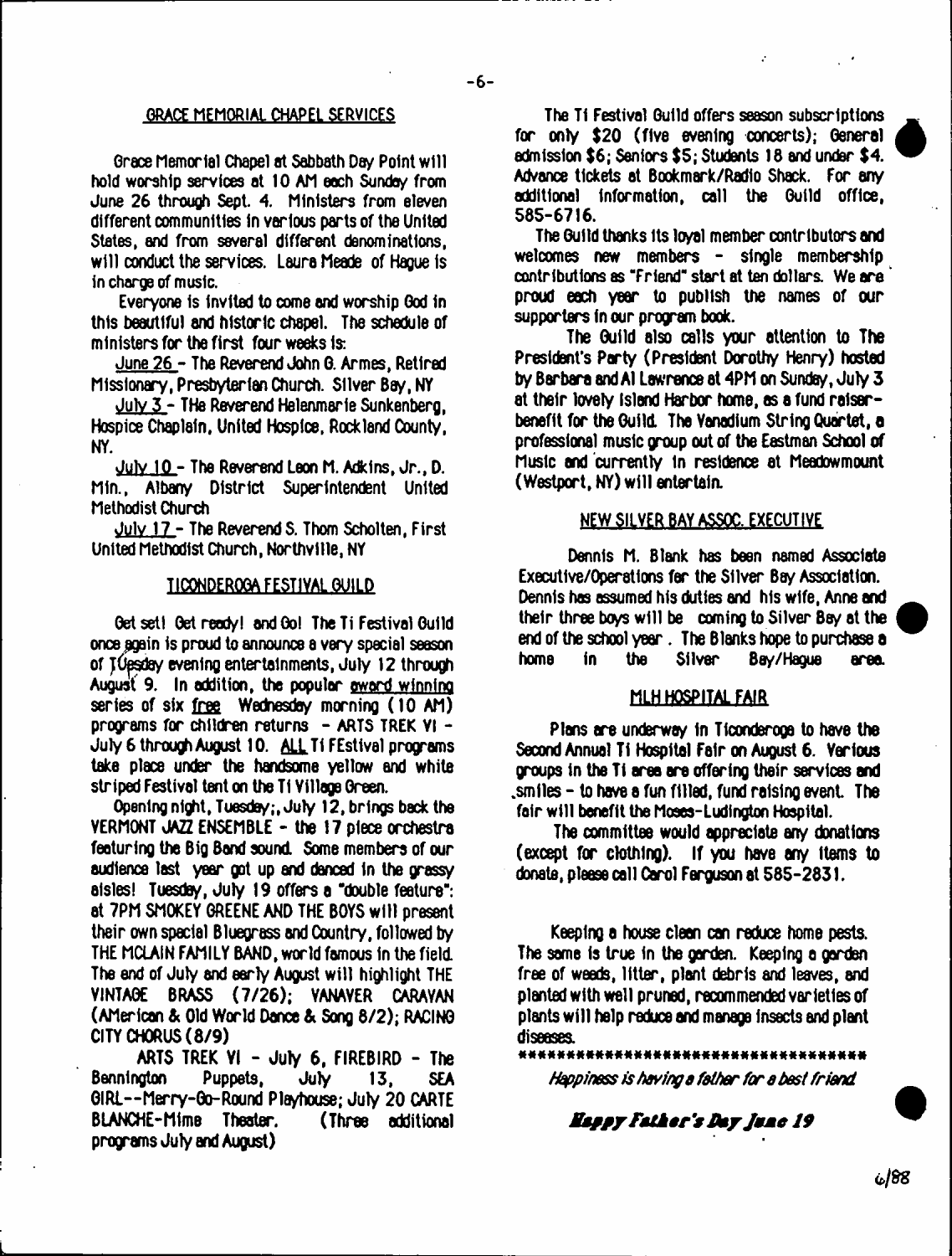## GRACE MEMORIAL CHAPEL SERVICES

Grace Memorial Chapel at Sabbath Day Point will hold worship services at 10 AM each Sunday from June 26 through Sept. 4. Ministers from eleven different communities in various parts of the United States, and from several different denominations, will conduct the services. Laura Meade of Hague is in charge of music.

Everyone is invited to come and worship God in this beautiful and historic chapel. The schedule of ministers for the first four weeks is:

June 26 - The Reverend John G. Armes, Retired Missionary, Presbyterian Church. Silver Bay, NY

July 3 - THe Reverend Helenmarie Sunkenberg, Hospice Chaplain, United Hospice, Rockland County, NY.

July 10 - The Reverend Leon M. Adkins, Jr., D. Min., Albany District Superintendent United Methodist Church

July 17 - The Reverend S. Thom Scholten, First United Methodist Church, Northville, NY

## TICONDEROGA FESTIVAL GUILD

Get set! Get ready! and Go! The Ti Festival Guild once again is proud to announce a very special season of Tuesday evening entertainments, July 12 through August 9. In addition, the popular award winning series of six free Wednesday morning (10 AM) programs for children returns - ARTS TREK VI - July 6 through August 10. ALL Ti FEstival programs take place under the handsome yellow and white striped Festival tent on the Ti Village Green.

Opening night, Tuesday;, July 12, brings back the VERMONT JAZZ ENSEMBLE - the 17 piece orchestra featuring the Big Band sound. Some members of our audience last year got up and danced in the grassy aisles! Tuesday, July 19 offers a "double feature": at 7PM SMOKEY GREENE AND THE BOYS will present their own special Bluegrass and Country, followed by THE MCLAIN FAMILY BAND, world famous in the field. The end of July and early August will highlight THE VINTAGE BRASS (7/26); VANAVER CARAVAN (AMerican & Old World Dance & Song 8/2); RACING CITY CHORUS (8/9)

ARTS TREK VI - July 6, FIREBIRD - The Bennington Puppets, July 13, SEA GIRL--Merry-Go-Round Playhouse; July 20 CARTE BLANCHE-Mime Theater. (Three additional programs July and August)

The Ti Festival Guild offers season subscriptions for only $20 (five evening concerts); General admission $6; Seniors $5; Students 18 and under $4. Advance tickets at Bookmark/Radio Shack. For any additional information, call the Guild office, 585-6716.

The Guild thanks its loyal member contributors and welcomes new members - single membership contributions as "Friend" start at ten dollars. We are proud each year to publish the names of our supporters in our program book.

The Guild also calls your attention to The President's Party (President Dorothy Henry) hosted by Barbara and Al Lawrence at 4PM on Sunday, July 3 at their lovely Island Harbor home, as a fund raiser-benefit for the Guild. The Vanadium String Quartet, a professional music group out of the Eastman School of Music and currently in residence at Meadowmount (Westport, NY) will entertain.

## NEW SILVER BAY ASSOC. EXECUTIVE

Dennis M. Blank has been named Associate Executive/Operations for the Silver Bay Association. Dennis has assumed his duties and his wife, Anne and their three boys will be coming to Silver Bay at the end of the school year. The Blanks hope to purchase a home in the Silver Bay/Hague area.

## MLH HOSPITAL FAIR

Plans are underway in Ticonderoga to have the Second Annual Ti Hospital Fair on August 6. Various groups in the Ti area are offering their services and smiles - to have a fun filled, fund raising event. The fair will benefit the Moses-Ludington Hospital.

The committee would appreciate any donations (except for clothing). If you have any items to donate, please call Carol Ferguson at 585-2831.

Keeping a house clean can reduce home pests. The same is true in the garden. Keeping a garden free of weeds, litter, plant debris and leaves, and planted with well pruned, recommended varieties of plants will help reduce and manage insects and plant diseases.

\*\*\*\*\*\*\*\*\*\*\*\*\*\*\*\*\*\*\*\*\*\*\*\*\*\*\*\*\*\*\*\*\*\*\*\*

*Happiness is having a father for a best friend*

***Happy Father's Day June 19***

6/88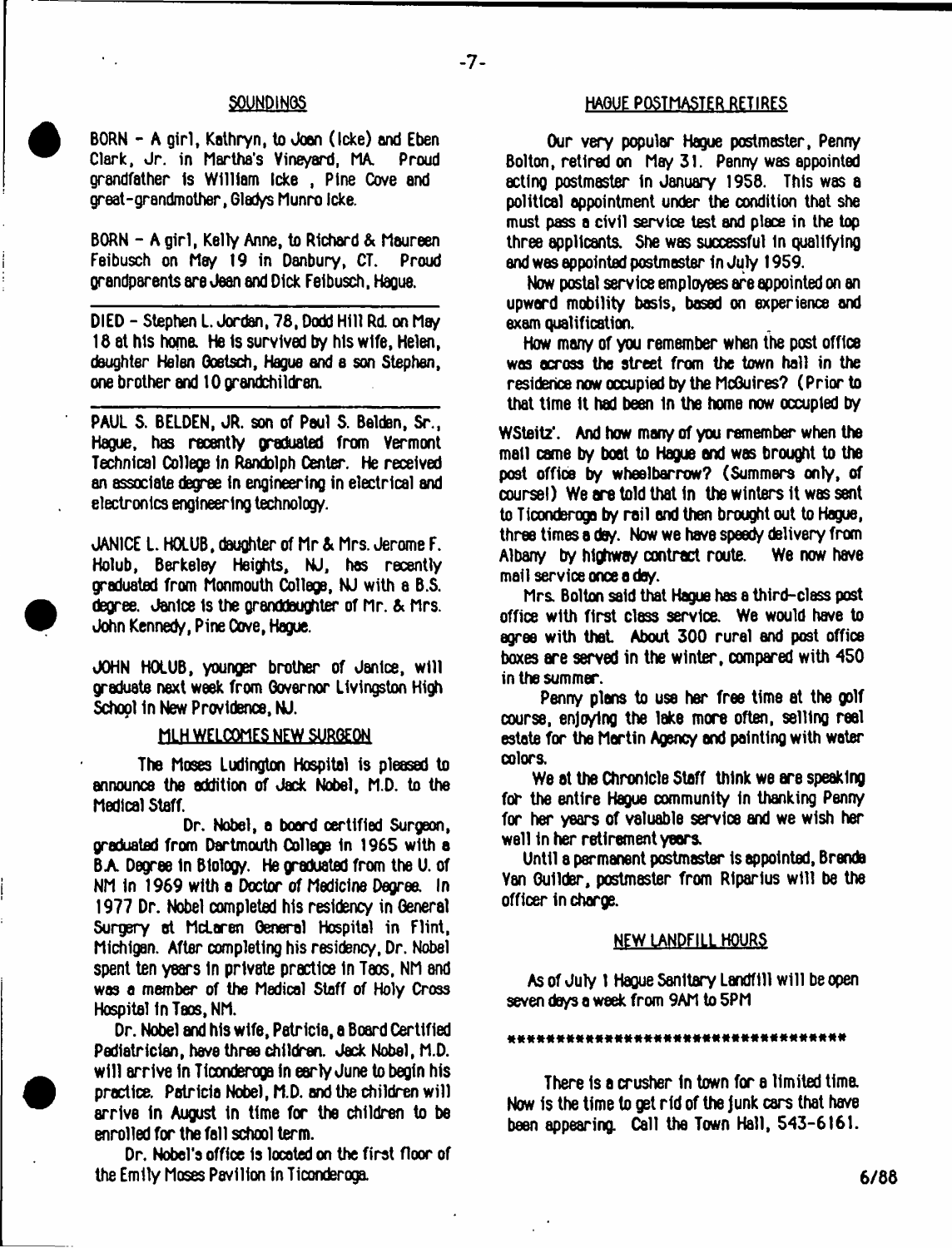## SOUNDINGS

BORN - A girl, Kathryn, to Joan (Icke) and Eben Clark, Jr. in Martha's Vineyard, MA. Proud grandfather is William Icke, Pine Cove and great-grandmother, Gladys Munro Icke.

BORN - A girl, Kelly Anne, to Richard & Maureen Feibusch on May 19 in Danbury, CT. Proud grandparents are Jean and Dick Feibusch, Hague.

---

DIED - Stephen L. Jordan, 78, Dodd Hill Rd. on May 18 at his home. He is survived by his wife, Helen, daughter Helen Goetsch, Hague and a son Stephan, one brother and 10 grandchildren.

---

PAUL S. BELDEN, JR. son of Paul S. Belden, Sr., Hague, has recently graduated from Vermont Technical College in Randolph Center. He received an associate degree in engineering in electrical and electronics engineering technology.

JANICE L. HOLUB, daughter of Mr & Mrs. Jerome F. Holub, Berkeley Heights, NJ, has recently graduated from Monmouth College, NJ with a B.S. degree. Janice is the granddaughter of Mr. & Mrs. John Kennedy, Pine Cove, Hague.

JOHN HOLUB, younger brother of Janice, will graduate next week from Governor Livingston High School in New Providence, NJ.

## MLH WELCOMES NEW SURGEON

The Moses Ludington Hospital is pleased to announce the addition of Jack Nobel, M.D. to the Medical Staff.

Dr. Nobel, a board certified Surgeon, graduated from Dartmouth College in 1965 with a B.A. Degree in Biology. He graduated from the U. of NM in 1969 with a Doctor of Medicine Degree. In 1977 Dr. Nobel completed his residency in General Surgery at McLaren General Hospital in Flint, Michigan. After completing his residency, Dr. Nobel spent ten years in private practice in Taos, NM and was a member of the Medical Staff of Holy Cross Hospital in Taos, NM.

Dr. Nobel and his wife, Patricia, a Board Certified Pediatrician, have three children. Jack Nobel, M.D. will arrive in Ticonderoga in early June to begin his practice. Patricia Nobel, M.D. and the children will arrive in August in time for the children to be enrolled for the fall school term.

Dr. Nobel's office is located on the first floor of the Emily Moses Pavilion in Ticonderoga.

## HAGUE POSTMASTER RETIRES

Our very popular Hague postmaster, Penny Bolton, retired on May 31. Penny was appointed acting postmaster in January 1958. This was a political appointment under the condition that she must pass a civil service test and place in the top three applicants. She was successful in qualifying and was appointed postmaster in July 1959.

Now postal service employees are appointed on an upward mobility basis, based on experience and exam qualification.

How many of you remember when the post office was across the street from the town hall in the residence now occupied by the McGuires? (Prior to that time it had been in the home now occupied by WSteitz'. And how many of you remember when the mail came by boat to Hague and was brought to the post office by wheelbarrow? (Summers only, of course!) We are told that in the winters it was sent to Ticonderoga by rail and then brought out to Hague, three times a day. Now we have speedy delivery from Albany by highway contract route. We now have mail service once a day.

Mrs. Bolton said that Hague has a third-class post office with first class service. We would have to agree with that. About 300 rural and post office boxes are served in the winter, compared with 450 in the summer.

Penny plans to use her free time at the golf course, enjoying the lake more often, selling real estate for the Martin Agency and painting with water colors.

We at the Chronicle Staff think we are speaking for the entire Hague community in thanking Penny for her years of valuable service and we wish her well in her retirement years.

Until a permanent postmaster is appointed, Brenda Van Guilder, postmaster from Riparius will be the officer in charge.

## NEW LANDFILL HOURS

As of July 1 Hague Sanitary Landfill will be open seven days a week from 9AM to 5PM

***********************************

There is a crusher in town for a limited time. Now is the time to get rid of the junk cars that have been appearing. Call the Town Hall, 543-6161.

6/88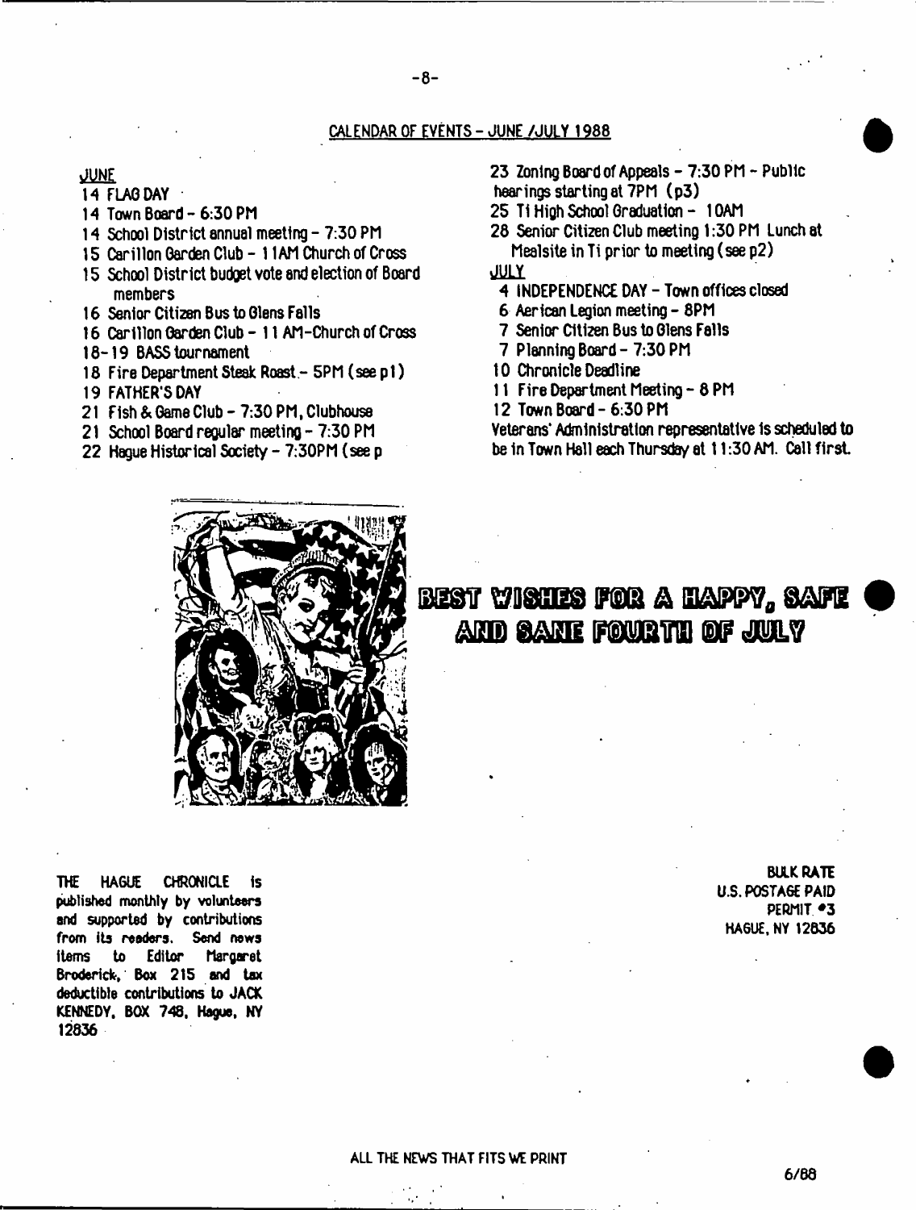## CALENDAR OF EVENTS - JUNE/JULY 1988

**JUNE**

14 FLAG DAY
14 Town Board - 6:30 PM
14 School District annual meeting - 7:30 PM
15 Carillon Garden Club - 11AM Church of Cross
15 School District budget vote and election of Board members
16 Senior Citizen Bus to Glens Falls
16 Carillon Garden Club - 11 AM-Church of Cross
18-19 BASS tournament
18 Fire Department Steak Roast - 5PM (see p1)
19 FATHER'S DAY
21 Fish & Game Club - 7:30 PM, Clubhouse
21 School Board regular meeting - 7:30 PM
22 Hague Historical Society - 7:30PM (see p
23 Zoning Board of Appeals - 7:30 PM - Public hearings starting at 7PM (p3)
25 Ti High School Graduation - 10AM
28 Senior Citizen Club meeting 1:30 PM Lunch at Mealsite in Ti prior to meeting (see p2)

**JULY**

4 INDEPENDENCE DAY - Town offices closed
6 Aerican Legion meeting - 8PM
7 Senior Citizen Bus to Glens Falls
7 Planning Board - 7:30 PM
10 Chronicle Deadline
11 Fire Department Meeting - 8 PM
12 Town Board - 6:30 PM

Veterans' Administration representative is scheduled to be in Town Hall each Thursday at 11:30 AM. Call first.

**BEST WISHES FOR A HAPPY, SAFE AND SANE FOURTH OF JULY**

THE HAGUE CHRONICLE is published monthly by volunteers and supported by contributions from its readers. Send news items to Editor Margaret Broderick, Box 215 and tax deductible contributions to JACK KENNEDY, BOX 748, Hague, NY 12836

BULK RATE
U.S. POSTAGE PAID
PERMIT #3
HAGUE, NY 12836

ALL THE NEWS THAT FITS WE PRINT

6/88